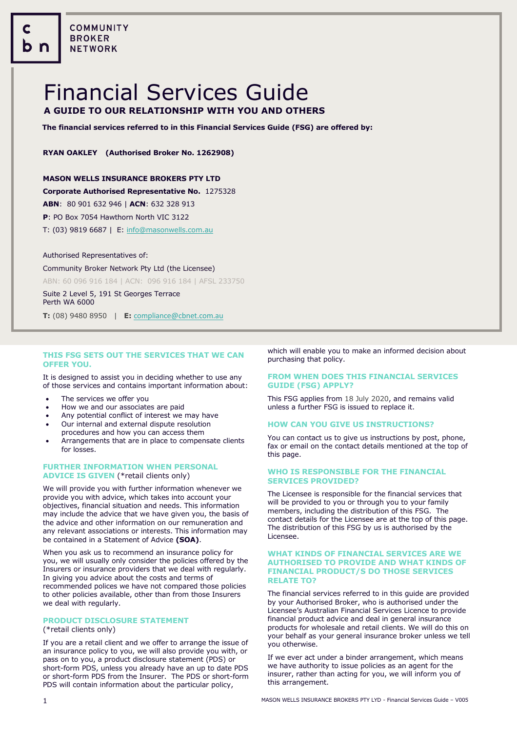COMMUNITY BROKER NETWORK

# Financial Services Guide

**A GUIDE TO OUR RELATIONSHIP WITH YOU AND OTHERS**

**The financial services referred to in this Financial Services Guide (FSG) are offered by:**

**RYAN OAKLEY (Authorised Broker No. 1262908)**

**MASON WELLS INSURANCE BROKERS PTY LTD**

**Corporate Authorised Representative No.** 1275328

**ABN**: 80 901 632 946 | **ACN**: 632 328 913

**P**: PO Box 7054 Hawthorn North VIC 3122

T: (03) 9819 6687 | E: info@masonwells.com.au

Authorised Representatives of:

Community Broker Network Pty Ltd (the Licensee)

ABN: 60 096 916 184 | ACN: 096 916 184 | AFSL 233750

Suite 2 Level 5, 191 St Georges Terrace
Perth WA 6000

**T:** (08) 9480 8950 | **E:** compliance@cbnet.com.au

## THIS FSG SETS OUT THE SERVICES THAT WE CAN OFFER YOU.

It is designed to assist you in deciding whether to use any of those services and contains important information about:

- The services we offer you
- How we and our associates are paid
- Any potential conflict of interest we may have
- Our internal and external dispute resolution procedures and how you can access them
- Arrangements that are in place to compensate clients for losses.

## FURTHER INFORMATION WHEN PERSONAL ADVICE IS GIVEN (*retail clients only)

We will provide you with further information whenever we provide you with advice, which takes into account your objectives, financial situation and needs. This information may include the advice that we have given you, the basis of the advice and other information on our remuneration and any relevant associations or interests. This information may be contained in a Statement of Advice **(SOA)**.

When you ask us to recommend an insurance policy for you, we will usually only consider the policies offered by the Insurers or insurance providers that we deal with regularly. In giving you advice about the costs and terms of recommended polices we have not compared those policies to other policies available, other than from those Insurers we deal with regularly.

## PRODUCT DISCLOSURE STATEMENT

(*retail clients only)

If you are a retail client and we offer to arrange the issue of an insurance policy to you, we will also provide you with, or pass on to you, a product disclosure statement (PDS) or short-form PDS, unless you already have an up to date PDS or short-form PDS from the Insurer. The PDS or short-form PDS will contain information about the particular policy, which will enable you to make an informed decision about purchasing that policy.

## FROM WHEN DOES THIS FINANCIAL SERVICES GUIDE (FSG) APPLY?

This FSG applies from 18 July 2020, and remains valid unless a further FSG is issued to replace it.

## HOW CAN YOU GIVE US INSTRUCTIONS?

You can contact us to give us instructions by post, phone, fax or email on the contact details mentioned at the top of this page.

## WHO IS RESPONSIBLE FOR THE FINANCIAL SERVICES PROVIDED?

The Licensee is responsible for the financial services that will be provided to you or through you to your family members, including the distribution of this FSG. The contact details for the Licensee are at the top of this page. The distribution of this FSG by us is authorised by the Licensee.

## WHAT KINDS OF FINANCIAL SERVICES ARE WE AUTHORISED TO PROVIDE AND WHAT KINDS OF FINANCIAL PRODUCT/S DO THOSE SERVICES RELATE TO?

The financial services referred to in this guide are provided by your Authorised Broker, who is authorised under the Licensee's Australian Financial Services Licence to provide financial product advice and deal in general insurance products for wholesale and retail clients. We will do this on your behalf as your general insurance broker unless we tell you otherwise.

If we ever act under a binder arrangement, which means we have authority to issue policies as an agent for the insurer, rather than acting for you, we will inform you of this arrangement.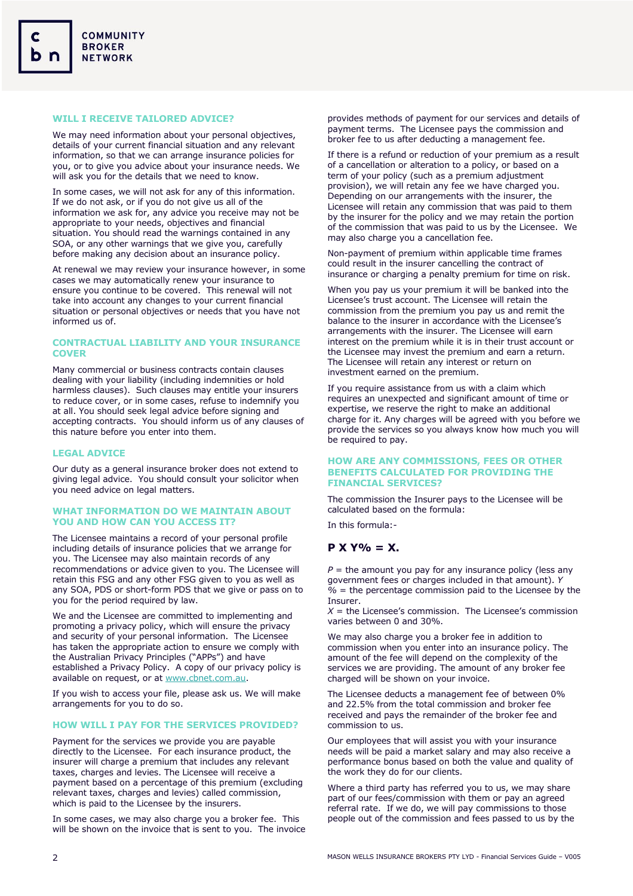## WILL I RECEIVE TAILORED ADVICE?

We may need information about your personal objectives, details of your current financial situation and any relevant information, so that we can arrange insurance policies for you, or to give you advice about your insurance needs. We will ask you for the details that we need to know.

In some cases, we will not ask for any of this information. If we do not ask, or if you do not give us all of the information we ask for, any advice you receive may not be appropriate to your needs, objectives and financial situation. You should read the warnings contained in any SOA, or any other warnings that we give you, carefully before making any decision about an insurance policy.

At renewal we may review your insurance however, in some cases we may automatically renew your insurance to ensure you continue to be covered. This renewal will not take into account any changes to your current financial situation or personal objectives or needs that you have not informed us of.

## CONTRACTUAL LIABILITY AND YOUR INSURANCE COVER

Many commercial or business contracts contain clauses dealing with your liability (including indemnities or hold harmless clauses). Such clauses may entitle your insurers to reduce cover, or in some cases, refuse to indemnify you at all. You should seek legal advice before signing and accepting contracts. You should inform us of any clauses of this nature before you enter into them.

## LEGAL ADVICE

Our duty as a general insurance broker does not extend to giving legal advice. You should consult your solicitor when you need advice on legal matters.

## WHAT INFORMATION DO WE MAINTAIN ABOUT YOU AND HOW CAN YOU ACCESS IT?

The Licensee maintains a record of your personal profile including details of insurance policies that we arrange for you. The Licensee may also maintain records of any recommendations or advice given to you. The Licensee will retain this FSG and any other FSG given to you as well as any SOA, PDS or short-form PDS that we give or pass on to you for the period required by law.

We and the Licensee are committed to implementing and promoting a privacy policy, which will ensure the privacy and security of your personal information. The Licensee has taken the appropriate action to ensure we comply with the Australian Privacy Principles ("APPs") and have established a Privacy Policy. A copy of our privacy policy is available on request, or at www.cbnet.com.au.

If you wish to access your file, please ask us. We will make arrangements for you to do so.

## HOW WILL I PAY FOR THE SERVICES PROVIDED?

Payment for the services we provide you are payable directly to the Licensee. For each insurance product, the insurer will charge a premium that includes any relevant taxes, charges and levies. The Licensee will receive a payment based on a percentage of this premium (excluding relevant taxes, charges and levies) called commission, which is paid to the Licensee by the insurers.

In some cases, we may also charge you a broker fee. This will be shown on the invoice that is sent to you. The invoice provides methods of payment for our services and details of payment terms. The Licensee pays the commission and broker fee to us after deducting a management fee.

If there is a refund or reduction of your premium as a result of a cancellation or alteration to a policy, or based on a term of your policy (such as a premium adjustment provision), we will retain any fee we have charged you. Depending on our arrangements with the insurer, the Licensee will retain any commission that was paid to them by the insurer for the policy and we may retain the portion of the commission that was paid to us by the Licensee. We may also charge you a cancellation fee.

Non-payment of premium within applicable time frames could result in the insurer cancelling the contract of insurance or charging a penalty premium for time on risk.

When you pay us your premium it will be banked into the Licensee's trust account. The Licensee will retain the commission from the premium you pay us and remit the balance to the insurer in accordance with the Licensee's arrangements with the insurer. The Licensee will earn interest on the premium while it is in their trust account or the Licensee may invest the premium and earn a return. The Licensee will retain any interest or return on investment earned on the premium.

If you require assistance from us with a claim which requires an unexpected and significant amount of time or expertise, we reserve the right to make an additional charge for it. Any charges will be agreed with you before we provide the services so you always know how much you will be required to pay.

## HOW ARE ANY COMMISSIONS, FEES OR OTHER BENEFITS CALCULATED FOR PROVIDING THE FINANCIAL SERVICES?

The commission the Insurer pays to the Licensee will be calculated based on the formula:

In this formula:-

**P X Y% = X.**

*P* = the amount you pay for any insurance policy (less any government fees or charges included in that amount). *Y %* = the percentage commission paid to the Licensee by the Insurer.
*X* = the Licensee's commission. The Licensee's commission varies between 0 and 30%.

We may also charge you a broker fee in addition to commission when you enter into an insurance policy. The amount of the fee will depend on the complexity of the services we are providing. The amount of any broker fee charged will be shown on your invoice.

The Licensee deducts a management fee of between 0% and 22.5% from the total commission and broker fee received and pays the remainder of the broker fee and commission to us.

Our employees that will assist you with your insurance needs will be paid a market salary and may also receive a performance bonus based on both the value and quality of the work they do for our clients.

Where a third party has referred you to us, we may share part of our fees/commission with them or pay an agreed referral rate. If we do, we will pay commissions to those people out of the commission and fees passed to us by the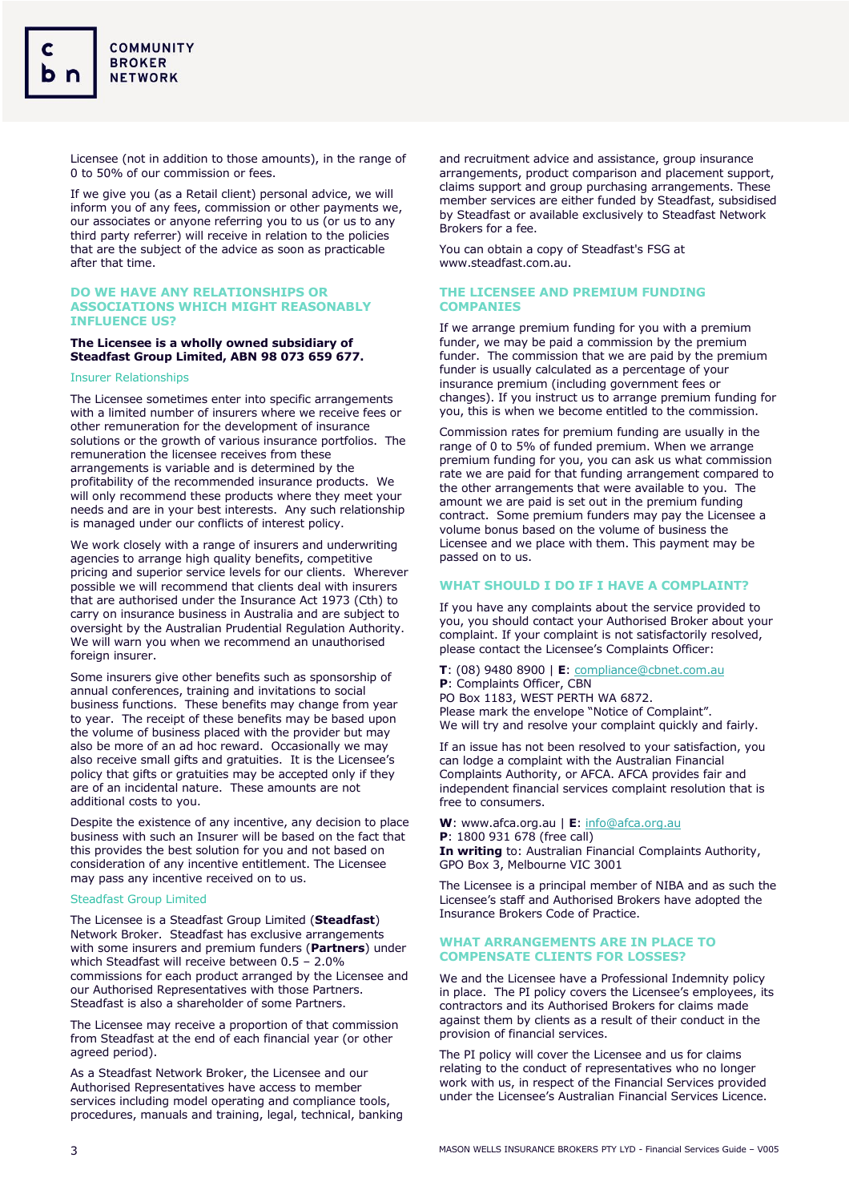Licensee (not in addition to those amounts), in the range of 0 to 50% of our commission or fees.

If we give you (as a Retail client) personal advice, we will inform you of any fees, commission or other payments we, our associates or anyone referring you to us (or us to any third party referrer) will receive in relation to the policies that are the subject of the advice as soon as practicable after that time.

## DO WE HAVE ANY RELATIONSHIPS OR ASSOCIATIONS WHICH MIGHT REASONABLY INFLUENCE US?

**The Licensee is a wholly owned subsidiary of Steadfast Group Limited, ABN 98 073 659 677.**

### Insurer Relationships

The Licensee sometimes enter into specific arrangements with a limited number of insurers where we receive fees or other remuneration for the development of insurance solutions or the growth of various insurance portfolios. The remuneration the licensee receives from these arrangements is variable and is determined by the profitability of the recommended insurance products. We will only recommend these products where they meet your needs and are in your best interests. Any such relationship is managed under our conflicts of interest policy.

We work closely with a range of insurers and underwriting agencies to arrange high quality benefits, competitive pricing and superior service levels for our clients. Wherever possible we will recommend that clients deal with insurers that are authorised under the Insurance Act 1973 (Cth) to carry on insurance business in Australia and are subject to oversight by the Australian Prudential Regulation Authority. We will warn you when we recommend an unauthorised foreign insurer.

Some insurers give other benefits such as sponsorship of annual conferences, training and invitations to social business functions. These benefits may change from year to year. The receipt of these benefits may be based upon the volume of business placed with the provider but may also be more of an ad hoc reward. Occasionally we may also receive small gifts and gratuities. It is the Licensee's policy that gifts or gratuities may be accepted only if they are of an incidental nature. These amounts are not additional costs to you.

Despite the existence of any incentive, any decision to place business with such an Insurer will be based on the fact that this provides the best solution for you and not based on consideration of any incentive entitlement. The Licensee may pass any incentive received on to us.

### Steadfast Group Limited

The Licensee is a Steadfast Group Limited (**Steadfast**) Network Broker. Steadfast has exclusive arrangements with some insurers and premium funders (**Partners**) under which Steadfast will receive between 0.5 – 2.0% commissions for each product arranged by the Licensee and our Authorised Representatives with those Partners. Steadfast is also a shareholder of some Partners.

The Licensee may receive a proportion of that commission from Steadfast at the end of each financial year (or other agreed period).

As a Steadfast Network Broker, the Licensee and our Authorised Representatives have access to member services including model operating and compliance tools, procedures, manuals and training, legal, technical, banking and recruitment advice and assistance, group insurance arrangements, product comparison and placement support, claims support and group purchasing arrangements. These member services are either funded by Steadfast, subsidised by Steadfast or available exclusively to Steadfast Network Brokers for a fee.

You can obtain a copy of Steadfast's FSG at www.steadfast.com.au.

## THE LICENSEE AND PREMIUM FUNDING COMPANIES

If we arrange premium funding for you with a premium funder, we may be paid a commission by the premium funder. The commission that we are paid by the premium funder is usually calculated as a percentage of your insurance premium (including government fees or changes). If you instruct us to arrange premium funding for you, this is when we become entitled to the commission.

Commission rates for premium funding are usually in the range of 0 to 5% of funded premium. When we arrange premium funding for you, you can ask us what commission rate we are paid for that funding arrangement compared to the other arrangements that were available to you. The amount we are paid is set out in the premium funding contract. Some premium funders may pay the Licensee a volume bonus based on the volume of business the Licensee and we place with them. This payment may be passed on to us.

## WHAT SHOULD I DO IF I HAVE A COMPLAINT?

If you have any complaints about the service provided to you, you should contact your Authorised Broker about your complaint. If your complaint is not satisfactorily resolved, please contact the Licensee's Complaints Officer:

**T**: (08) 9480 8900 | **E**: compliance@cbnet.com.au
**P**: Complaints Officer, CBN
PO Box 1183, WEST PERTH WA 6872.
Please mark the envelope "Notice of Complaint".
We will try and resolve your complaint quickly and fairly.

If an issue has not been resolved to your satisfaction, you can lodge a complaint with the Australian Financial Complaints Authority, or AFCA. AFCA provides fair and independent financial services complaint resolution that is free to consumers.

**W**: www.afca.org.au | **E**: info@afca.org.au
**P**: 1800 931 678 (free call)
**In writing** to: Australian Financial Complaints Authority, GPO Box 3, Melbourne VIC 3001

The Licensee is a principal member of NIBA and as such the Licensee's staff and Authorised Brokers have adopted the Insurance Brokers Code of Practice.

## WHAT ARRANGEMENTS ARE IN PLACE TO COMPENSATE CLIENTS FOR LOSSES?

We and the Licensee have a Professional Indemnity policy in place. The PI policy covers the Licensee's employees, its contractors and its Authorised Brokers for claims made against them by clients as a result of their conduct in the provision of financial services.

The PI policy will cover the Licensee and us for claims relating to the conduct of representatives who no longer work with us, in respect of the Financial Services provided under the Licensee's Australian Financial Services Licence.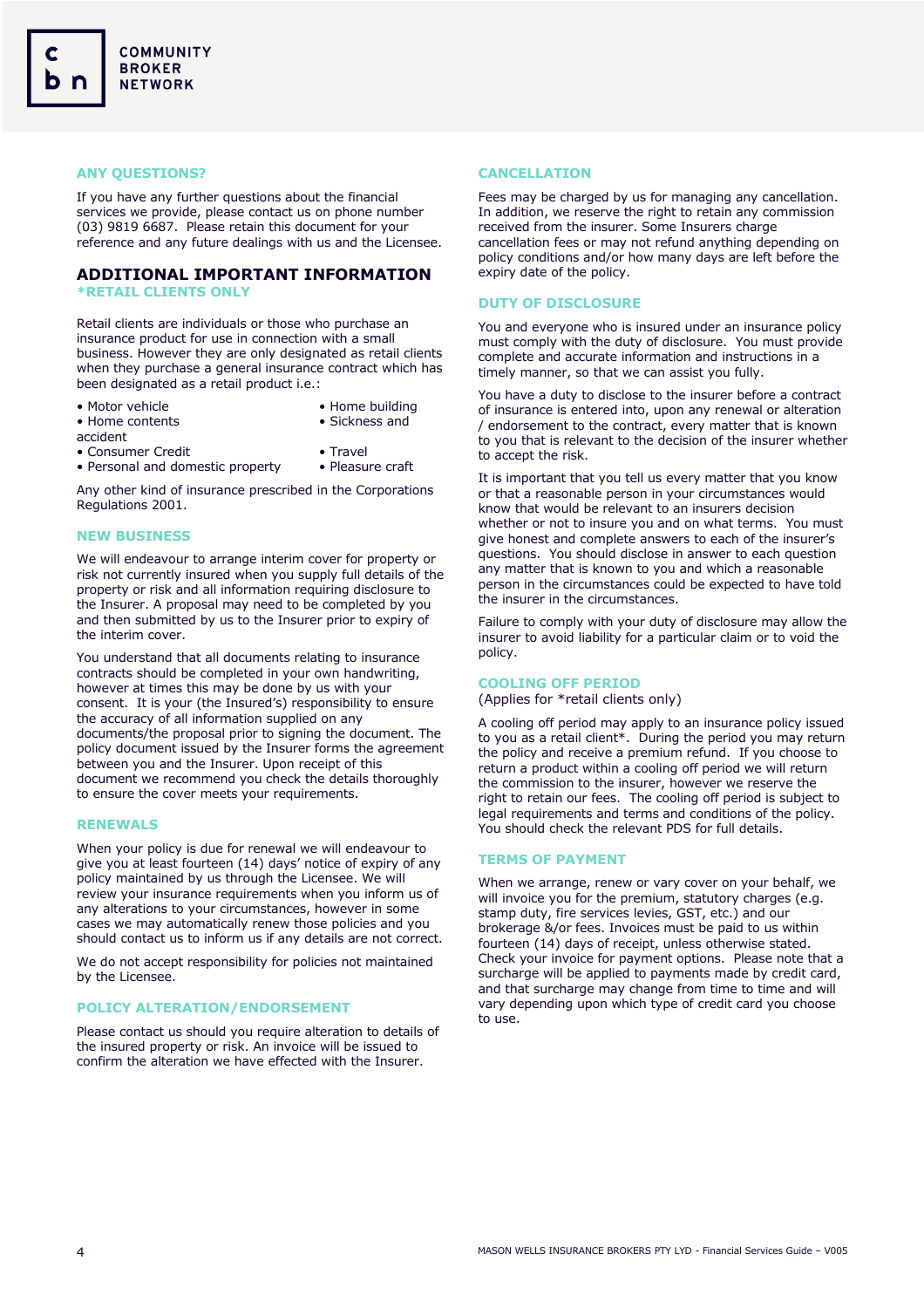## ANY QUESTIONS?

If you have any further questions about the financial services we provide, please contact us on phone number (03) 9819 6687. Please retain this document for your reference and any future dealings with us and the Licensee.

# ADDITIONAL IMPORTANT INFORMATION

## *RETAIL CLIENTS ONLY

Retail clients are individuals or those who purchase an insurance product for use in connection with a small business. However they are only designated as retail clients when they purchase a general insurance contract which has been designated as a retail product i.e.:

- Motor vehicle
- Home building
- Home contents
- Sickness and accident
- Consumer Credit
- Travel
- Personal and domestic property
- Pleasure craft

Any other kind of insurance prescribed in the Corporations Regulations 2001.

## NEW BUSINESS

We will endeavour to arrange interim cover for property or risk not currently insured when you supply full details of the property or risk and all information requiring disclosure to the Insurer. A proposal may need to be completed by you and then submitted by us to the Insurer prior to expiry of the interim cover.

You understand that all documents relating to insurance contracts should be completed in your own handwriting, however at times this may be done by us with your consent. It is your (the Insured's) responsibility to ensure the accuracy of all information supplied on any documents/the proposal prior to signing the document. The policy document issued by the Insurer forms the agreement between you and the Insurer. Upon receipt of this document we recommend you check the details thoroughly to ensure the cover meets your requirements.

## RENEWALS

When your policy is due for renewal we will endeavour to give you at least fourteen (14) days' notice of expiry of any policy maintained by us through the Licensee. We will review your insurance requirements when you inform us of any alterations to your circumstances, however in some cases we may automatically renew those policies and you should contact us to inform us if any details are not correct.

We do not accept responsibility for policies not maintained by the Licensee.

## POLICY ALTERATION/ENDORSEMENT

Please contact us should you require alteration to details of the insured property or risk. An invoice will be issued to confirm the alteration we have effected with the Insurer.

## CANCELLATION

Fees may be charged by us for managing any cancellation. In addition, we reserve the right to retain any commission received from the insurer. Some Insurers charge cancellation fees or may not refund anything depending on policy conditions and/or how many days are left before the expiry date of the policy.

## DUTY OF DISCLOSURE

You and everyone who is insured under an insurance policy must comply with the duty of disclosure. You must provide complete and accurate information and instructions in a timely manner, so that we can assist you fully.

You have a duty to disclose to the insurer before a contract of insurance is entered into, upon any renewal or alteration / endorsement to the contract, every matter that is known to you that is relevant to the decision of the insurer whether to accept the risk.

It is important that you tell us every matter that you know or that a reasonable person in your circumstances would know that would be relevant to an insurers decision whether or not to insure you and on what terms. You must give honest and complete answers to each of the insurer's questions. You should disclose in answer to each question any matter that is known to you and which a reasonable person in the circumstances could be expected to have told the insurer in the circumstances.

Failure to comply with your duty of disclosure may allow the insurer to avoid liability for a particular claim or to void the policy.

## COOLING OFF PERIOD

(Applies for *retail clients only)

A cooling off period may apply to an insurance policy issued to you as a retail client*. During the period you may return the policy and receive a premium refund. If you choose to return a product within a cooling off period we will return the commission to the insurer, however we reserve the right to retain our fees. The cooling off period is subject to legal requirements and terms and conditions of the policy. You should check the relevant PDS for full details.

## TERMS OF PAYMENT

When we arrange, renew or vary cover on your behalf, we will invoice you for the premium, statutory charges (e.g. stamp duty, fire services levies, GST, etc.) and our brokerage &/or fees. Invoices must be paid to us within fourteen (14) days of receipt, unless otherwise stated. Check your invoice for payment options. Please note that a surcharge will be applied to payments made by credit card, and that surcharge may change from time to time and will vary depending upon which type of credit card you choose to use.